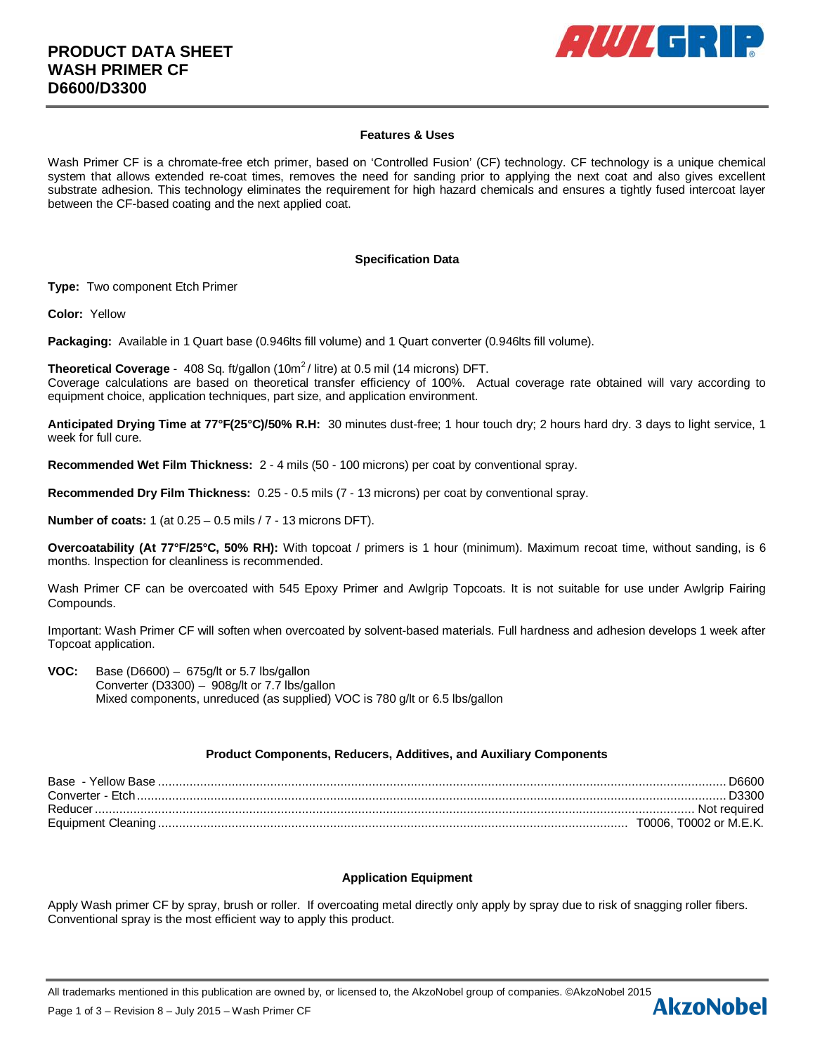# PRODUCT DATA SHEET
# WASH PRIMER CF
# D6600/D3300

## Features & Uses

Wash Primer CF is a chromate-free etch primer, based on 'Controlled Fusion' (CF) technology. CF technology is a unique chemical system that allows extended re-coat times, removes the need for sanding prior to applying the next coat and also gives excellent substrate adhesion. This technology eliminates the requirement for high hazard chemicals and ensures a tightly fused intercoat layer between the CF-based coating and the next applied coat.

## Specification Data

**Type:** Two component Etch Primer

**Color:** Yellow

**Packaging:** Available in 1 Quart base (0.946lts fill volume) and 1 Quart converter (0.946lts fill volume).

**Theoretical Coverage** - 408 Sq. ft/gallon (10m$^2$/ litre) at 0.5 mil (14 microns) DFT.
Coverage calculations are based on theoretical transfer efficiency of 100%. Actual coverage rate obtained will vary according to equipment choice, application techniques, part size, and application environment.

**Anticipated Drying Time at 77°F(25°C)/50% R.H:** 30 minutes dust-free; 1 hour touch dry; 2 hours hard dry. 3 days to light service, 1 week for full cure.

**Recommended Wet Film Thickness:** 2 - 4 mils (50 - 100 microns) per coat by conventional spray.

**Recommended Dry Film Thickness:** 0.25 - 0.5 mils (7 - 13 microns) per coat by conventional spray.

**Number of coats:** 1 (at 0.25 – 0.5 mils / 7 - 13 microns DFT).

**Overcoatability (At 77°F/25°C, 50% RH):** With topcoat / primers is 1 hour (minimum). Maximum recoat time, without sanding, is 6 months. Inspection for cleanliness is recommended.

Wash Primer CF can be overcoated with 545 Epoxy Primer and Awlgrip Topcoats. It is not suitable for use under Awlgrip Fairing Compounds.

Important: Wash Primer CF will soften when overcoated by solvent-based materials. Full hardness and adhesion develops 1 week after Topcoat application.

**VOC:** Base (D6600) – 675g/lt or 5.7 lbs/gallon
Converter (D3300) – 908g/lt or 7.7 lbs/gallon
Mixed components, unreduced (as supplied) VOC is 780 g/lt or 6.5 lbs/gallon

## Product Components, Reducers, Additives, and Auxiliary Components

| Component | |
|---|---|
| Base - Yellow Base | D6600 |
| Converter - Etch | D3300 |
| Reducer | Not required |
| Equipment Cleaning | T0006, T0002 or M.E.K. |

## Application Equipment

Apply Wash primer CF by spray, brush or roller. If overcoating metal directly only apply by spray due to risk of snagging roller fibers. Conventional spray is the most efficient way to apply this product.

All trademarks mentioned in this publication are owned by, or licensed to, the AkzoNobel group of companies. ©AkzoNobel 2015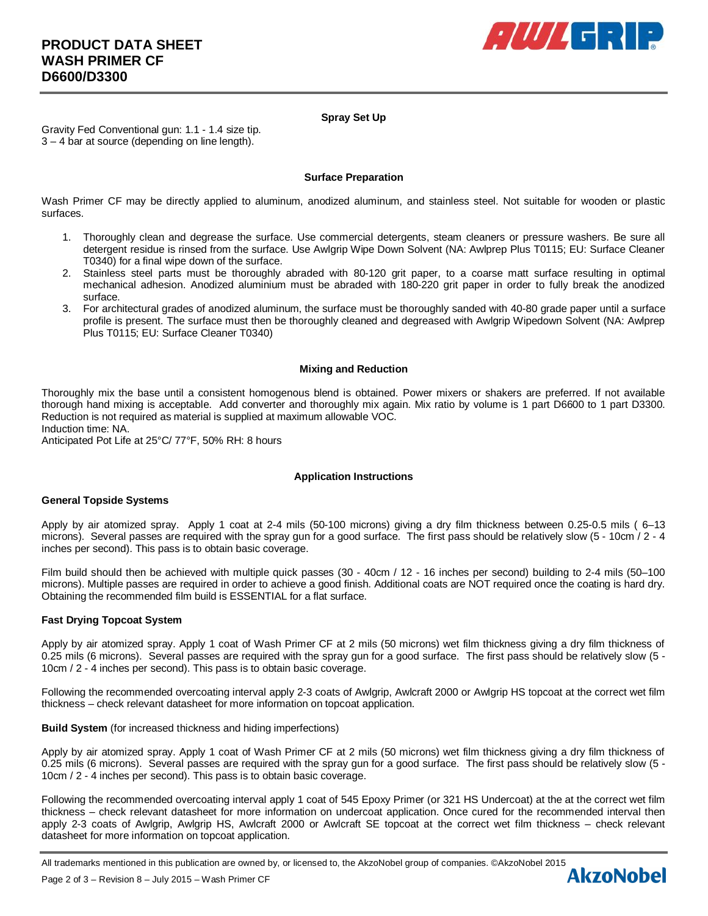## Spray Set Up

Gravity Fed Conventional gun: 1.1 - 1.4 size tip.
3 – 4 bar at source (depending on line length).

## Surface Preparation

Wash Primer CF may be directly applied to aluminum, anodized aluminum, and stainless steel. Not suitable for wooden or plastic surfaces.

1. Thoroughly clean and degrease the surface. Use commercial detergents, steam cleaners or pressure washers. Be sure all detergent residue is rinsed from the surface. Use Awlgrip Wipe Down Solvent (NA: Awlprep Plus T0115; EU: Surface Cleaner T0340) for a final wipe down of the surface.
2. Stainless steel parts must be thoroughly abraded with 80-120 grit paper, to a coarse matt surface resulting in optimal mechanical adhesion. Anodized aluminium must be abraded with 180-220 grit paper in order to fully break the anodized surface.
3. For architectural grades of anodized aluminum, the surface must be thoroughly sanded with 40-80 grade paper until a surface profile is present. The surface must then be thoroughly cleaned and degreased with Awlgrip Wipedown Solvent (NA: Awlprep Plus T0115; EU: Surface Cleaner T0340)

## Mixing and Reduction

Thoroughly mix the base until a consistent homogenous blend is obtained. Power mixers or shakers are preferred. If not available thorough hand mixing is acceptable. Add converter and thoroughly mix again. Mix ratio by volume is 1 part D6600 to 1 part D3300. Reduction is not required as material is supplied at maximum allowable VOC.
Induction time: NA.
Anticipated Pot Life at 25°C/ 77°F, 50% RH: 8 hours

## Application Instructions

### General Topside Systems

Apply by air atomized spray. Apply 1 coat at 2-4 mils (50-100 microns) giving a dry film thickness between 0.25-0.5 mils ( 6–13 microns). Several passes are required with the spray gun for a good surface. The first pass should be relatively slow (5 - 10cm / 2 - 4 inches per second). This pass is to obtain basic coverage.

Film build should then be achieved with multiple quick passes (30 - 40cm / 12 - 16 inches per second) building to 2-4 mils (50–100 microns). Multiple passes are required in order to achieve a good finish. Additional coats are NOT required once the coating is hard dry. Obtaining the recommended film build is ESSENTIAL for a flat surface.

### Fast Drying Topcoat System

Apply by air atomized spray. Apply 1 coat of Wash Primer CF at 2 mils (50 microns) wet film thickness giving a dry film thickness of 0.25 mils (6 microns). Several passes are required with the spray gun for a good surface. The first pass should be relatively slow (5 - 10cm / 2 - 4 inches per second). This pass is to obtain basic coverage.

Following the recommended overcoating interval apply 2-3 coats of Awlgrip, Awlcraft 2000 or Awlgrip HS topcoat at the correct wet film thickness – check relevant datasheet for more information on topcoat application.

**Build System** (for increased thickness and hiding imperfections)

Apply by air atomized spray. Apply 1 coat of Wash Primer CF at 2 mils (50 microns) wet film thickness giving a dry film thickness of 0.25 mils (6 microns). Several passes are required with the spray gun for a good surface. The first pass should be relatively slow (5 - 10cm / 2 - 4 inches per second). This pass is to obtain basic coverage.

Following the recommended overcoating interval apply 1 coat of 545 Epoxy Primer (or 321 HS Undercoat) at the at the correct wet film thickness – check relevant datasheet for more information on undercoat application. Once cured for the recommended interval then apply 2-3 coats of Awlgrip, Awlgrip HS, Awlcraft 2000 or Awlcraft SE topcoat at the correct wet film thickness – check relevant datasheet for more information on topcoat application.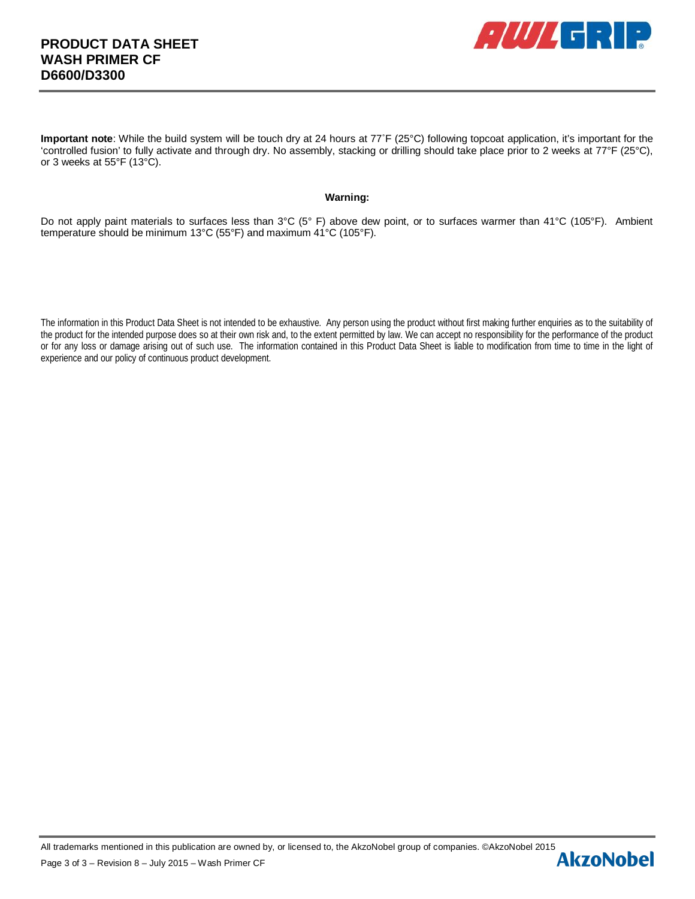**Important note**: While the build system will be touch dry at 24 hours at 77˚F (25°C) following topcoat application, it's important for the 'controlled fusion' to fully activate and through dry. No assembly, stacking or drilling should take place prior to 2 weeks at 77°F (25°C), or 3 weeks at 55°F (13°C).

**Warning:**

Do not apply paint materials to surfaces less than 3°C (5° F) above dew point, or to surfaces warmer than 41°C (105°F). Ambient temperature should be minimum 13°C (55°F) and maximum 41°C (105°F).

The information in this Product Data Sheet is not intended to be exhaustive. Any person using the product without first making further enquiries as to the suitability of the product for the intended purpose does so at their own risk and, to the extent permitted by law. We can accept no responsibility for the performance of the product or for any loss or damage arising out of such use. The information contained in this Product Data Sheet is liable to modification from time to time in the light of experience and our policy of continuous product development.

All trademarks mentioned in this publication are owned by, or licensed to, the AkzoNobel group of companies. ©AkzoNobel 2015